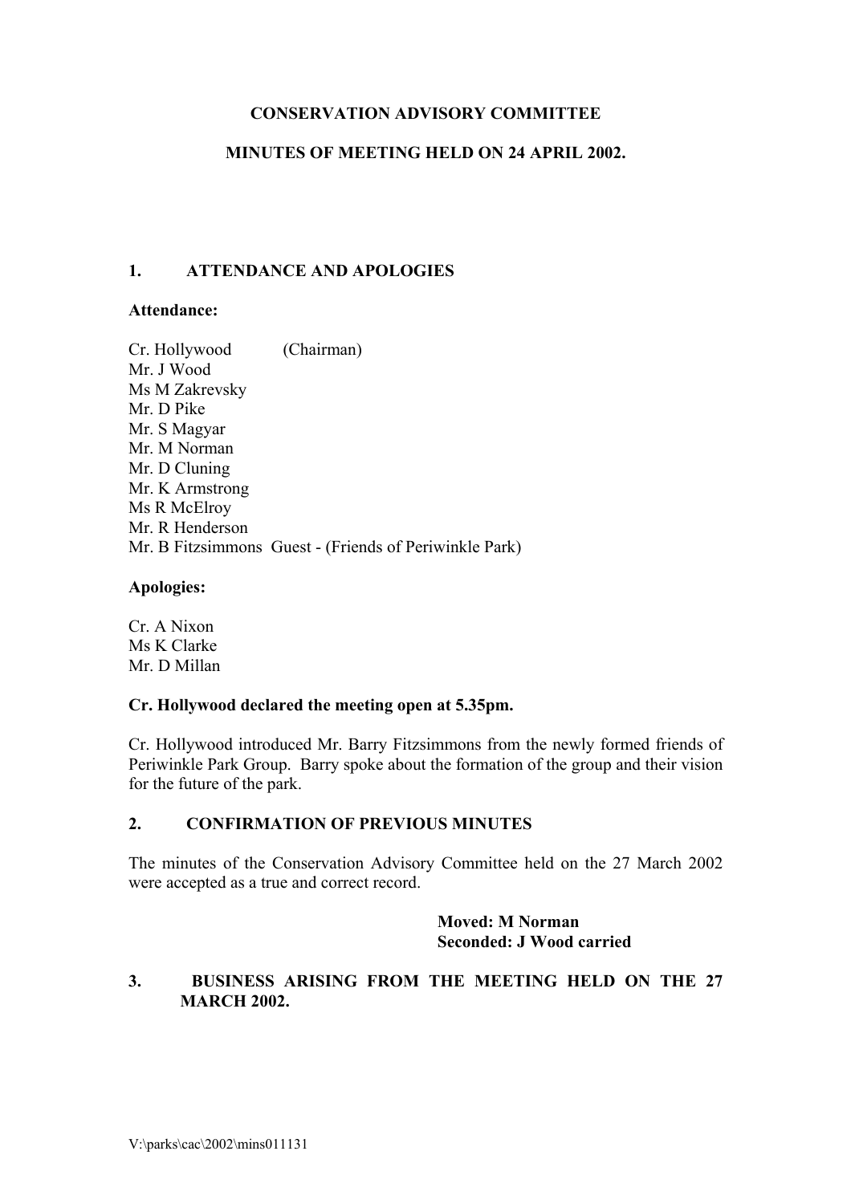# CONSERVATION ADVISORY COMMITTEE

## MINUTES OF MEETING HELD ON 24 APRIL 2002.

### 1. ATTENDANCE AND APOLOGIES

**Attendance:**

Cr. Hollywood (Chairman)
Mr. J Wood
Ms M Zakrevsky
Mr. D Pike
Mr. S Magyar
Mr. M Norman
Mr. D Cluning
Mr. K Armstrong
Ms R McElroy
Mr. R Henderson
Mr. B Fitzsimmons Guest - (Friends of Periwinkle Park)

**Apologies:**

Cr. A Nixon
Ms K Clarke
Mr. D Millan

**Cr. Hollywood declared the meeting open at 5.35pm.**

Cr. Hollywood introduced Mr. Barry Fitzsimmons from the newly formed friends of Periwinkle Park Group. Barry spoke about the formation of the group and their vision for the future of the park.

### 2. CONFIRMATION OF PREVIOUS MINUTES

The minutes of the Conservation Advisory Committee held on the 27 March 2002 were accepted as a true and correct record.

**Moved: M Norman**
**Seconded: J Wood carried**

### 3. BUSINESS ARISING FROM THE MEETING HELD ON THE 27 MARCH 2002.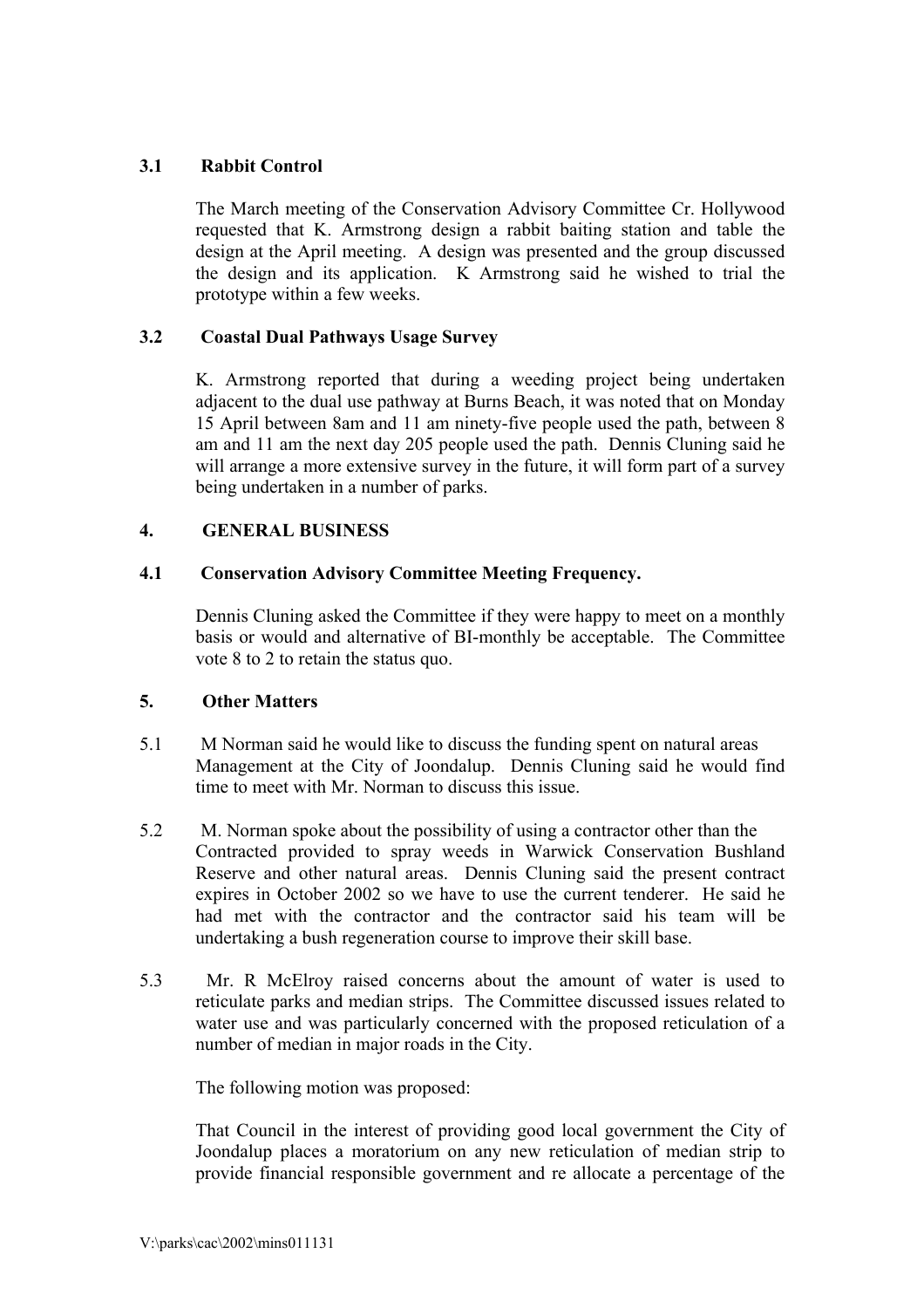### 3.1 Rabbit Control

The March meeting of the Conservation Advisory Committee Cr. Hollywood requested that K. Armstrong design a rabbit baiting station and table the design at the April meeting. A design was presented and the group discussed the design and its application. K Armstrong said he wished to trial the prototype within a few weeks.

### 3.2 Coastal Dual Pathways Usage Survey

K. Armstrong reported that during a weeding project being undertaken adjacent to the dual use pathway at Burns Beach, it was noted that on Monday 15 April between 8am and 11 am ninety-five people used the path, between 8 am and 11 am the next day 205 people used the path. Dennis Cluning said he will arrange a more extensive survey in the future, it will form part of a survey being undertaken in a number of parks.

## 4. GENERAL BUSINESS

### 4.1 Conservation Advisory Committee Meeting Frequency.

Dennis Cluning asked the Committee if they were happy to meet on a monthly basis or would and alternative of BI-monthly be acceptable. The Committee vote 8 to 2 to retain the status quo.

## 5. Other Matters

5.1 M Norman said he would like to discuss the funding spent on natural areas Management at the City of Joondalup. Dennis Cluning said he would find time to meet with Mr. Norman to discuss this issue.

5.2 M. Norman spoke about the possibility of using a contractor other than the Contracted provided to spray weeds in Warwick Conservation Bushland Reserve and other natural areas. Dennis Cluning said the present contract expires in October 2002 so we have to use the current tenderer. He said he had met with the contractor and the contractor said his team will be undertaking a bush regeneration course to improve their skill base.

5.3 Mr. R McElroy raised concerns about the amount of water is used to reticulate parks and median strips. The Committee discussed issues related to water use and was particularly concerned with the proposed reticulation of a number of median in major roads in the City.

The following motion was proposed:

That Council in the interest of providing good local government the City of Joondalup places a moratorium on any new reticulation of median strip to provide financial responsible government and re allocate a percentage of the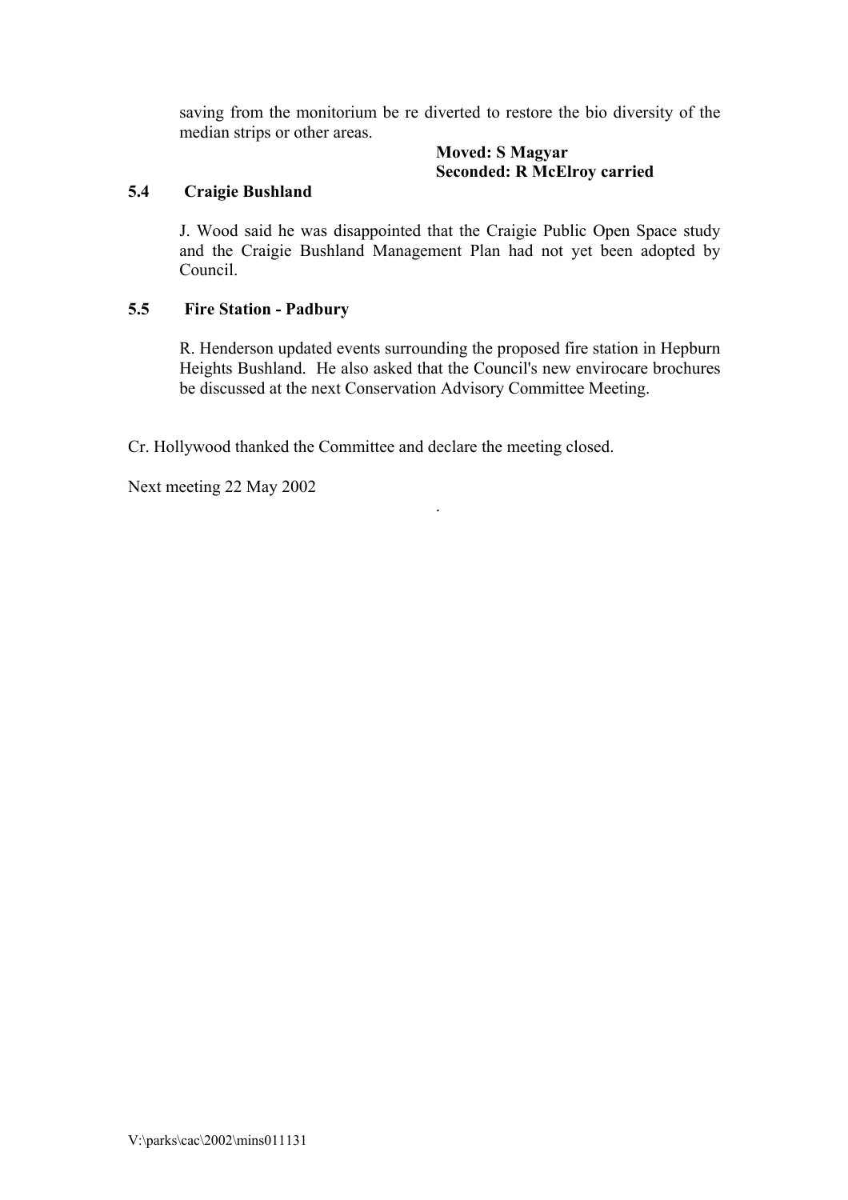saving from the monitorium be re diverted to restore the bio diversity of the median strips or other areas.

**Moved: S Magyar**
**Seconded: R McElroy carried**

### 5.4 Craigie Bushland

J. Wood said he was disappointed that the Craigie Public Open Space study and the Craigie Bushland Management Plan had not yet been adopted by Council.

### 5.5 Fire Station - Padbury

R. Henderson updated events surrounding the proposed fire station in Hepburn Heights Bushland. He also asked that the Council's new envirocare brochures be discussed at the next Conservation Advisory Committee Meeting.

Cr. Hollywood thanked the Committee and declare the meeting closed.

Next meeting 22 May 2002

V:\parks\cac\2002\mins011131